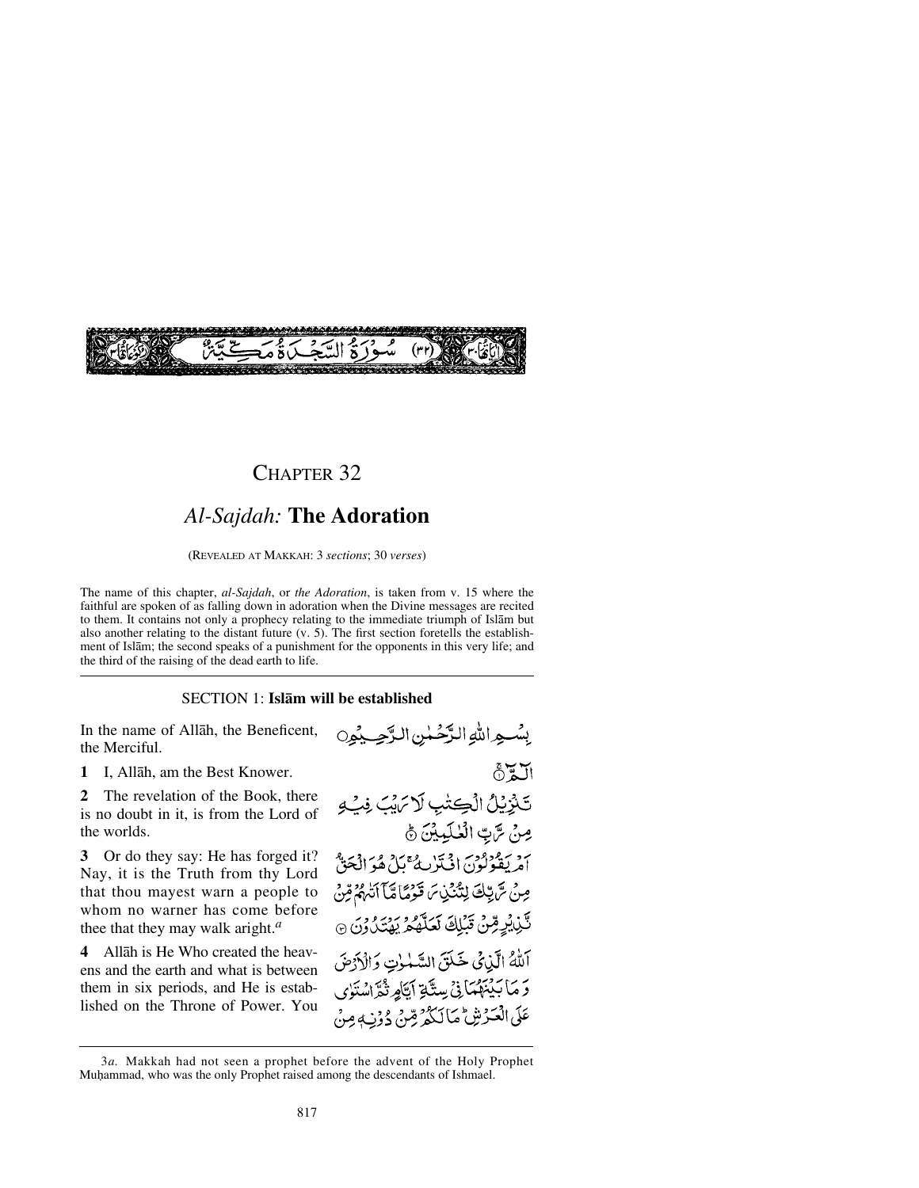سُورَةُ السَّجْدَةِ مَكِّيَّةٌ (٣٢)

# CHAPTER 32

## *Al-Sajdah:* The Adoration

(REVEALED AT MAKKAH: 3 *sections*; 30 *verses*)

The name of this chapter, *al-Sajdah*, or *the Adoration*, is taken from v. 15 where the faithful are spoken of as falling down in adoration when the Divine messages are recited to them. It contains not only a prophecy relating to the immediate triumph of Islām but also another relating to the distant future (v. 5). The first section foretells the establishment of Islām; the second speaks of a punishment for the opponents in this very life; and the third of the raising of the dead earth to life.

### SECTION 1: **Islām will be established**

In the name of Allāh, the Beneficent, the Merciful.

بِسْمِ اللّٰهِ الرَّحْمٰنِ الرَّحِيْمِ

**1** I, Allāh, am the Best Knower.

الٓمّٓ ۟

**2** The revelation of the Book, there is no doubt in it, is from the Lord of the worlds.

تَنْزِيْلُ الْكِتٰبِ لَا رَيْبَ فِيْهِ مِنْ رَّبِّ الْعٰلَمِيْنَ ۟

**3** Or do they say: He has forged it? Nay, it is the Truth from thy Lord that thou mayest warn a people to whom no warner has come before thee that they may walk aright.[a]

اَمْ يَقُوْلُوْنَ افْتَرٰىهُ ۚ بَلْ هُوَ الْحَقُّ مِنْ رَّبِّكَ لِتُنْذِرَ قَوْمًا مَّاۤ اَتٰىهُمْ مِّنْ نَّذِيْرٍ مِّنْ قَبْلِكَ لَعَلَّهُمْ يَهْتَدُوْنَ ۟

**4** Allāh is He Who created the heavens and the earth and what is between them in six periods, and He is established on the Throne of Power. You

اَللّٰهُ الَّذِيْ خَلَقَ السَّمٰوٰتِ وَالْاَرْضَ وَمَا بَيْنَهُمَا فِيْ سِتَّةِ اَيَّامٍ ثُمَّ اسْتَوٰى عَلَى الْعَرْشِ ؕ مَا لَكُمْ مِّنْ دُوْنِهٖ مِنْ

---

3*a.* Makkah had not seen a prophet before the advent of the Holy Prophet Muḥammad, who was the only Prophet raised among the descendants of Ishmael.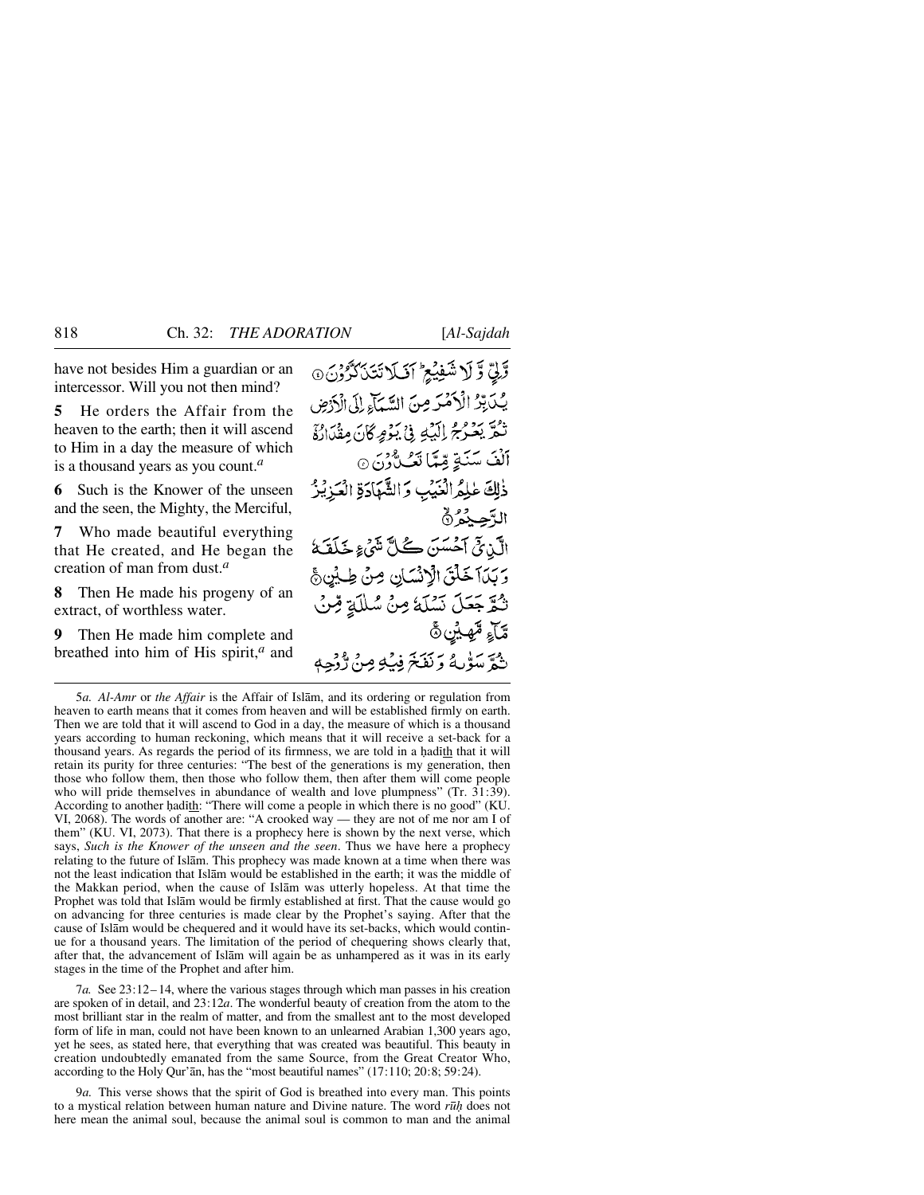have not besides Him a guardian or an intercessor. Will you not then mind?

**5** He orders the Affair from the heaven to the earth; then it will ascend to Him in a day the measure of which is a thousand years as you count.[a]

**6** Such is the Knower of the unseen and the seen, the Mighty, the Merciful,

**7** Who made beautiful everything that He created, and He began the creation of man from dust.[a]

**8** Then He made his progeny of an extract, of worthless water.

**9** Then He made him complete and breathed into him of His spirit,[a] and

وَّلِيٍّ وَّ لَا شَفِيْعٍ ۭ اَفَلَا تَتَذَكَّرُوْنَ ۝
يُدَبِّرُ الْاَمْرَ مِنَ السَّمَآءِ اِلَى الْاَرْضِ ثُمَّ يَعْرُجُ اِلَيْهِ فِيْ يَوْمٍ كَانَ مِقْدَارُهٗٓ اَلْفَ سَنَةٍ مِّمَّا تَعُدُّوْنَ ۝
ذٰلِكَ عٰلِمُ الْغَيْبِ وَالشَّهَادَةِ الْعَزِيْزُ الرَّحِيْمُ ۝
الَّذِيْٓ اَحْسَنَ كُلَّ شَيْءٍ خَلَقَهٗ وَبَدَاَ خَلْقَ الْاِنْسَانِ مِنْ طِيْنٍ ۝
ثُمَّ جَعَلَ نَسْلَهٗ مِنْ سُلٰلَةٍ مِّنْ مَّآءٍ مَّهِيْنٍ ۝
ثُمَّ سَوّٰىهُ وَنَفَخَ فِيْهِ مِنْ رُّوْحِهٖ

---

5*a*. *Al-Amr* or *the Affair* is the Affair of Islām, and its ordering or regulation from heaven to earth means that it comes from heaven and will be established firmly on earth. Then we are told that it will ascend to God in a day, the measure of which is a thousand years according to human reckoning, which means that it will receive a set-back for a thousand years. As regards the period of its firmness, we are told in a ḥadīth that it will retain its purity for three centuries: "The best of the generations is my generation, then those who follow them, then those who follow them, then after them will come people who will pride themselves in abundance of wealth and love plumpness" (Tr. 31:39). According to another ḥadīth: "There will come a people in which there is no good" (KU. VI, 2068). The words of another are: "A crooked way — they are not of me nor am I of them" (KU. VI, 2073). That there is a prophecy here is shown by the next verse, which says, *Such is the Knower of the unseen and the seen*. Thus we have here a prophecy relating to the future of Islām. This prophecy was made known at a time when there was not the least indication that Islām would be established in the earth; it was the middle of the Makkan period, when the cause of Islām was utterly hopeless. At that time the Prophet was told that Islām would be firmly established at first. That the cause would go on advancing for three centuries is made clear by the Prophet's saying. After that the cause of Islām would be chequered and it would have its set-backs, which would continue for a thousand years. The limitation of the period of chequering shows clearly that, after that, the advancement of Islām will again be as unhampered as it was in its early stages in the time of the Prophet and after him.

7*a*. See 23:12–14, where the various stages through which man passes in his creation are spoken of in detail, and 23:12*a*. The wonderful beauty of creation from the atom to the most brilliant star in the realm of matter, and from the smallest ant to the most developed form of life in man, could not have been known to an unlearned Arabian 1,300 years ago, yet he sees, as stated here, that everything that was created was beautiful. This beauty in creation undoubtedly emanated from the same Source, from the Great Creator Who, according to the Holy Qur'ān, has the "most beautiful names" (17:110; 20:8; 59:24).

9*a*. This verse shows that the spirit of God is breathed into every man. This points to a mystical relation between human nature and Divine nature. The word *rūḥ* does not here mean the animal soul, because the animal soul is common to man and the animal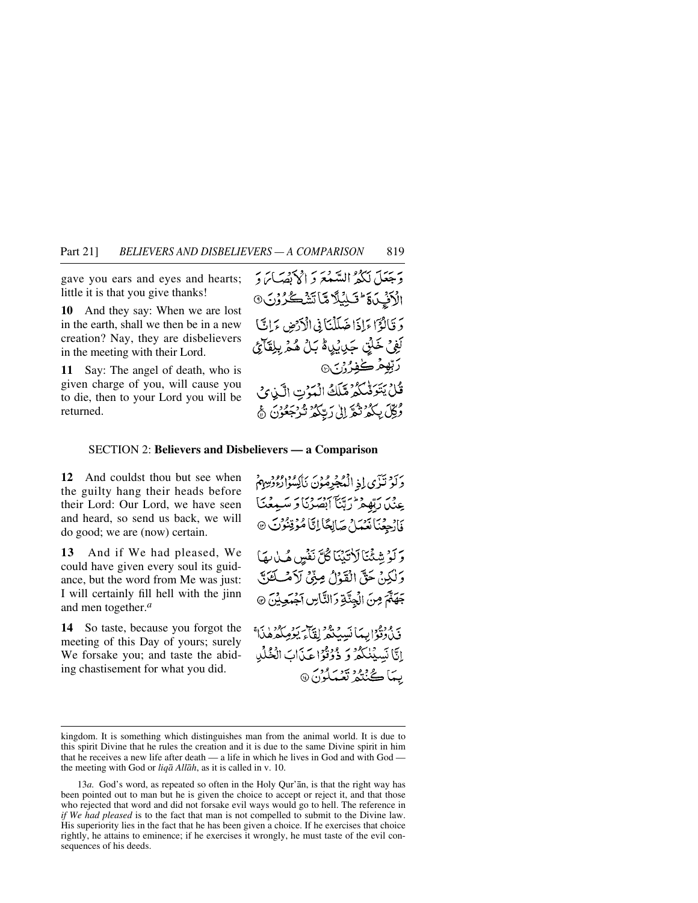gave you ears and eyes and hearts; little it is that you give thanks!

وَجَعَلَ لَكُمُ السَّمْعَ وَالْأَبْصَارَ وَالْأَفْئِدَةَ ۚ قَلِيلًا مَّا تَشْكُرُونَ ﴿٩﴾

**10** And they say: When we are lost in the earth, shall we then be in a new creation? Nay, they are disbelievers in the meeting with their Lord.

وَقَالُوا أَإِذَا ضَلَلْنَا فِي الْأَرْضِ أَإِنَّا لَفِي خَلْقٍ جَدِيدٍ ۚ بَلْ هُم بِلِقَاءِ رَبِّهِمْ كَافِرُونَ ﴿١٠﴾

**11** Say: The angel of death, who is given charge of you, will cause you to die, then to your Lord you will be returned.

قُلْ يَتَوَفَّاكُم مَّلَكُ الْمَوْتِ الَّذِي وُكِّلَ بِكُمْ ثُمَّ إِلَىٰ رَبِّكُمْ تُرْجَعُونَ ﴿١١﴾

## SECTION 2: **Believers and Disbelievers — a Comparison**

**12** And couldst thou but see when the guilty hang their heads before their Lord: Our Lord, we have seen and heard, so send us back, we will do good; we are (now) certain.

وَلَوْ تَرَىٰ إِذِ الْمُجْرِمُونَ نَاكِسُو رُءُوسِهِمْ عِندَ رَبِّهِمْ رَبَّنَا أَبْصَرْنَا وَسَمِعْنَا فَارْجِعْنَا نَعْمَلْ صَالِحًا إِنَّا مُوقِنُونَ ﴿١٢﴾

**13** And if We had pleased, We could have given every soul its guidance, but the word from Me was just: I will certainly fill hell with the jinn and men together.[a]

وَلَوْ شِئْنَا لَآتَيْنَا كُلَّ نَفْسٍ هُدَاهَا وَلَٰكِنْ حَقَّ الْقَوْلُ مِنِّي لَأَمْلَأَنَّ جَهَنَّمَ مِنَ الْجِنَّةِ وَالنَّاسِ أَجْمَعِينَ ﴿١٣﴾

**14** So taste, because you forgot the meeting of this Day of yours; surely We forsake you; and taste the abiding chastisement for what you did.

فَذُوقُوا بِمَا نَسِيتُمْ لِقَاءَ يَوْمِكُمْ هَٰذَا إِنَّا نَسِينَاكُمْ ۖ وَذُوقُوا عَذَابَ الْخُلْدِ بِمَا كُنتُمْ تَعْمَلُونَ ﴿١٤﴾

---

kingdom. It is something which distinguishes man from the animal world. It is due to this spirit Divine that he rules the creation and it is due to the same Divine spirit in him that he receives a new life after death — a life in which he lives in God and with God — the meeting with God or *liqā Allāh*, as it is called in v. 10.

13*a*. God's word, as repeated so often in the Holy Qur'ān, is that the right way has been pointed out to man but he is given the choice to accept or reject it, and that those who rejected that word and did not forsake evil ways would go to hell. The reference in *if We had pleased* is to the fact that man is not compelled to submit to the Divine law. His superiority lies in the fact that he has been given a choice. If he exercises that choice rightly, he attains to eminence; if he exercises it wrongly, he must taste of the evil consequences of his deeds.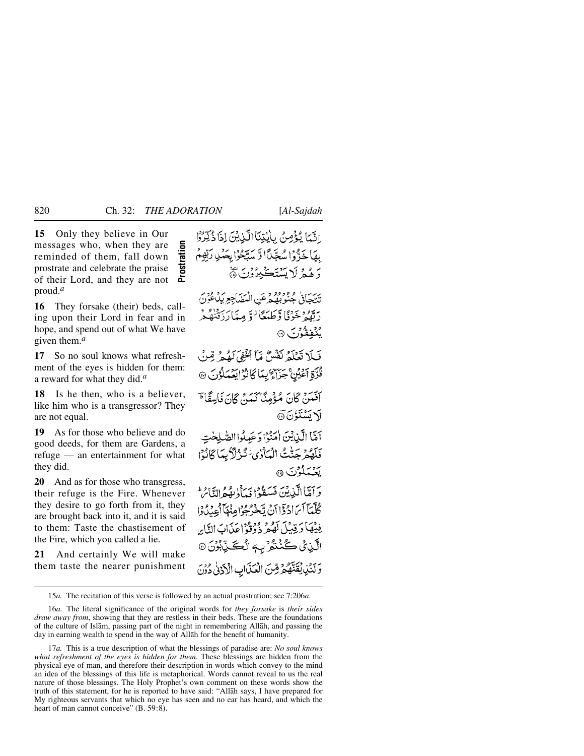**15** Only they believe in Our messages who, when they are reminded of them, fall down prostrate and celebrate the praise of their Lord, and they are not proud.[a]

**Prostration**

إِنَّمَا يُؤْمِنُ بِآيَاتِنَا الَّذِينَ إِذَا ذُكِّرُوا بِهَا خَرُّوا سُجَّدًا وَسَبَّحُوا بِحَمْدِ رَبِّهِمْ وَهُمْ لَا يَسْتَكْبِرُونَ ۩ ﴿١٥﴾

**16** They forsake (their) beds, calling upon their Lord in fear and in hope, and spend out of what We have given them.[a]

تَتَجَافَىٰ جُنُوبُهُمْ عَنِ الْمَضَاجِعِ يَدْعُونَ رَبَّهُمْ خَوْفًا وَطَمَعًا وَمِمَّا رَزَقْنَاهُمْ يُنفِقُونَ ﴿١٦﴾

**17** So no soul knows what refreshment of the eyes is hidden for them: a reward for what they did.[a]

فَلَا تَعْلَمُ نَفْسٌ مَّا أُخْفِيَ لَهُم مِّن قُرَّةِ أَعْيُنٍ جَزَاءً بِمَا كَانُوا يَعْمَلُونَ ﴿١٧﴾

**18** Is he then, who is a believer, like him who is a transgressor? They are not equal.

أَفَمَن كَانَ مُؤْمِنًا كَمَن كَانَ فَاسِقًا ۚ لَّا يَسْتَوُونَ ﴿١٨﴾

**19** As for those who believe and do good deeds, for them are Gardens, a refuge — an entertainment for what they did.

أَمَّا الَّذِينَ آمَنُوا وَعَمِلُوا الصَّالِحَاتِ فَلَهُمْ جَنَّاتُ الْمَأْوَىٰ نُزُلًا بِمَا كَانُوا يَعْمَلُونَ ﴿١٩﴾

**20** And as for those who transgress, their refuge is the Fire. Whenever they desire to go forth from it, they are brought back into it, and it is said to them: Taste the chastisement of the Fire, which you called a lie.

وَأَمَّا الَّذِينَ فَسَقُوا فَمَأْوَاهُمُ النَّارُ ۖ كُلَّمَا أَرَادُوا أَن يَخْرُجُوا مِنْهَا أُعِيدُوا فِيهَا وَقِيلَ لَهُمْ ذُوقُوا عَذَابَ النَّارِ الَّذِي كُنتُم بِهِ تُكَذِّبُونَ ﴿٢٠﴾

**21** And certainly We will make them taste the nearer punishment

وَلَنُذِيقَنَّهُم مِّنَ الْعَذَابِ الْأَدْنَىٰ دُونَ

---

15*a.* The recitation of this verse is followed by an actual prostration; see 7:206*a*.

16*a.* The literal significance of the original words for *they forsake* is *their sides draw away from*, showing that they are restless in their beds. These are the foundations of the culture of Islām, passing part of the night in remembering Allāh, and passing the day in earning wealth to spend in the way of Allāh for the benefit of humanity.

17*a.* This is a true description of what the blessings of paradise are: *No soul knows what refreshment of the eyes is hidden for them*. These blessings are hidden from the physical eye of man, and therefore their description in words which convey to the mind an idea of the blessings of this life is metaphorical. Words cannot reveal to us the real nature of those blessings. The Holy Prophet's own comment on these words show the truth of this statement, for he is reported to have said: "Allāh says, I have prepared for My righteous servants that which no eye has seen and no ear has heard, and which the heart of man cannot conceive" (B. 59:8).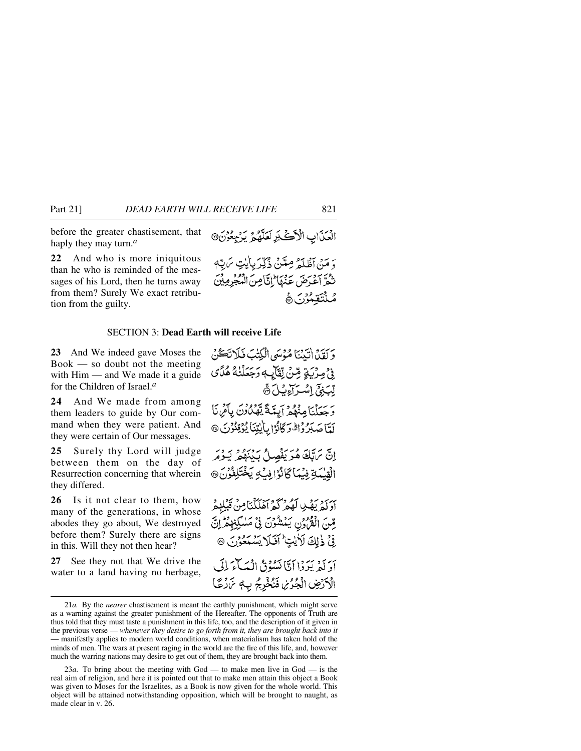before the greater chastisement, that haply they may turn.[a]

الْعَذَابِ الْأَكْبَرِ لَعَلَّهُمْ يَرْجِعُونَ ﴿٢١﴾

**22** And who is more iniquitous than he who is reminded of the messages of his Lord, then he turns away from them? Surely We exact retribution from the guilty.

وَمَنْ أَظْلَمُ مِمَّن ذُكِّرَ بِآيَاتِ رَبِّهِ ثُمَّ أَعْرَضَ عَنْهَا ۚ إِنَّا مِنَ الْمُجْرِمِينَ مُنتَقِمُونَ ﴿٢٢﴾

## SECTION 3: **Dead Earth will receive Life**

**23** And We indeed gave Moses the Book — so doubt not the meeting with Him — and We made it a guide for the Children of Israel.[a]

وَلَقَدْ آتَيْنَا مُوسَى الْكِتَابَ فَلَا تَكُن فِي مِرْيَةٍ مِّن لِّقَائِهِ ۖ وَجَعَلْنَاهُ هُدًى لِّبَنِي إِسْرَائِيلَ ﴿٢٣﴾

**24** And We made from among them leaders to guide by Our command when they were patient. And they were certain of Our messages.

وَجَعَلْنَا مِنْهُمْ أَئِمَّةً يَهْدُونَ بِأَمْرِنَا لَمَّا صَبَرُوا ۖ وَكَانُوا بِآيَاتِنَا يُوقِنُونَ ﴿٢٤﴾

**25** Surely thy Lord will judge between them on the day of Resurrection concerning that wherein they differed.

إِنَّ رَبَّكَ هُوَ يَفْصِلُ بَيْنَهُمْ يَوْمَ الْقِيَامَةِ فِيمَا كَانُوا فِيهِ يَخْتَلِفُونَ ﴿٢٥﴾

**26** Is it not clear to them, how many of the generations, in whose abodes they go about, We destroyed before them? Surely there are signs in this. Will they not then hear?

أَوَلَمْ يَهْدِ لَهُمْ كَمْ أَهْلَكْنَا مِن قَبْلِهِم مِّنَ الْقُرُونِ يَمْشُونَ فِي مَسَاكِنِهِمْ ۚ إِنَّ فِي ذَٰلِكَ لَآيَاتٍ ۖ أَفَلَا يَسْمَعُونَ ﴿٢٦﴾

**27** See they not that We drive the water to a land having no herbage,

أَوَلَمْ يَرَوْا أَنَّا نَسُوقُ الْمَاءَ إِلَى الْأَرْضِ الْجُرُزِ فَنُخْرِجُ بِهِ زَرْعًا

---

21*a.* By the *nearer* chastisement is meant the earthly punishment, which might serve as a warning against the greater punishment of the Hereafter. The opponents of Truth are thus told that they must taste a punishment in this life, too, and the description of it given in the previous verse — *whenever they desire to go forth from it, they are brought back into it* — manifestly applies to modern world conditions, when materialism has taken hold of the minds of men. The wars at present raging in the world are the fire of this life, and, however much the warring nations may desire to get out of them, they are brought back into them.

23*a.* To bring about the meeting with God — to make men live in God — is the real aim of religion, and here it is pointed out that to make men attain this object a Book was given to Moses for the Israelites, as a Book is now given for the whole world. This object will be attained notwithstanding opposition, which will be brought to naught, as made clear in v. 26.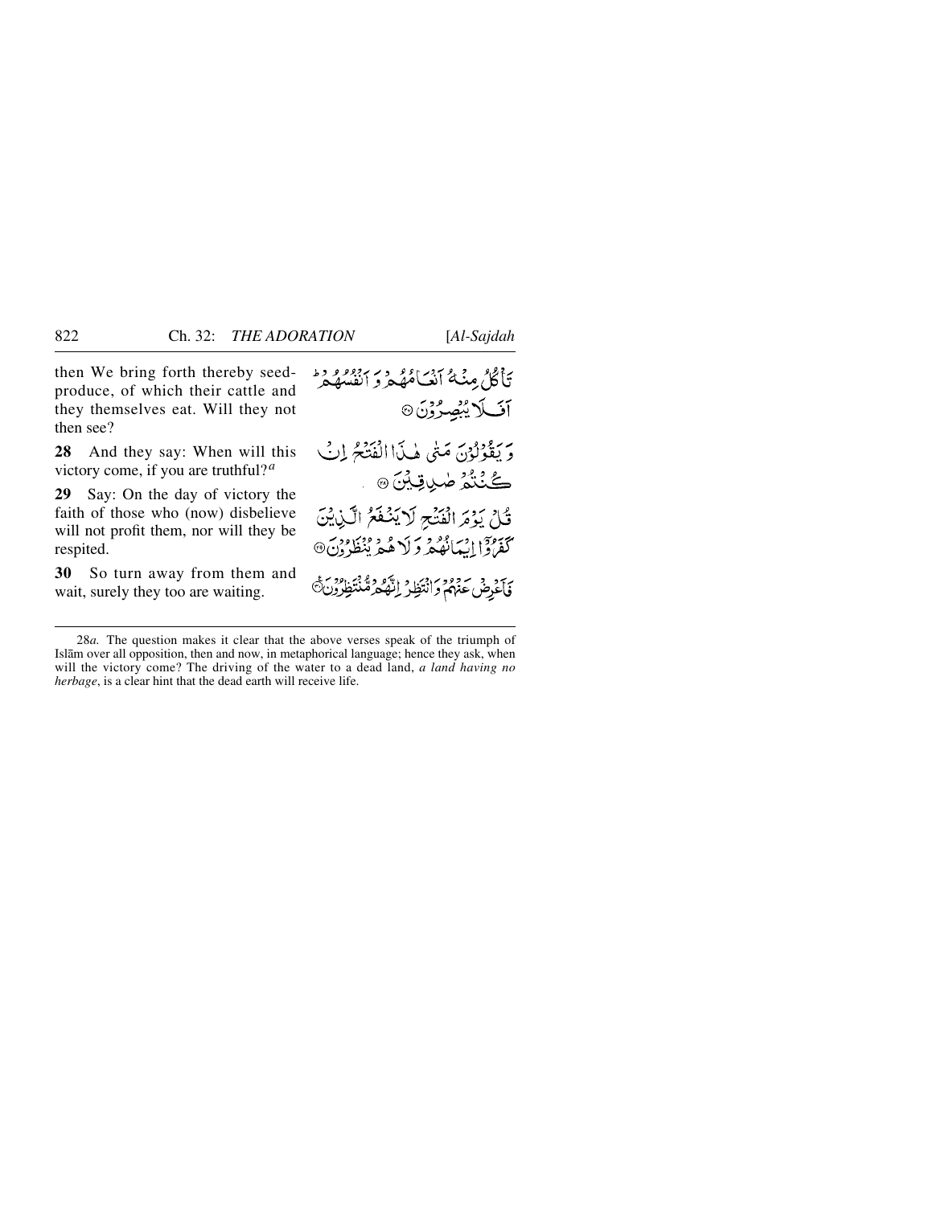then We bring forth thereby seed-produce, of which their cattle and they themselves eat. Will they not then see?

تَأْكُلُ مِنْهُ اَنْعَامُهُمْ وَ اَنْفُسُهُمْ ۚ اَفَلَا يُبْصِرُوْنَ ۝

**28** And they say: When will this victory come, if you are truthful?[a]

وَ يَقُوْلُوْنَ مَتٰى هٰذَا الْفَتْحُ اِنْ كُنْتُمْ صٰدِقِيْنَ ۝

**29** Say: On the day of victory the faith of those who (now) disbelieve will not profit them, nor will they be respited.

قُلْ يَوْمَ الْفَتْحِ لَا يَنْفَعُ الَّذِيْنَ كَفَرُوْٓا اِيْمَانُهُمْ وَ لَا هُمْ يُنْظَرُوْنَ ۝

**30** So turn away from them and wait, surely they too are waiting.

فَاَعْرِضْ عَنْهُمْ وَ انْتَظِرْ اِنَّهُمْ مُّنْتَظِرُوْنَ ۝

---

28*a.* The question makes it clear that the above verses speak of the triumph of Islām over all opposition, then and now, in metaphorical language; hence they ask, when will the victory come? The driving of the water to a dead land, *a land having no herbage*, is a clear hint that the dead earth will receive life.